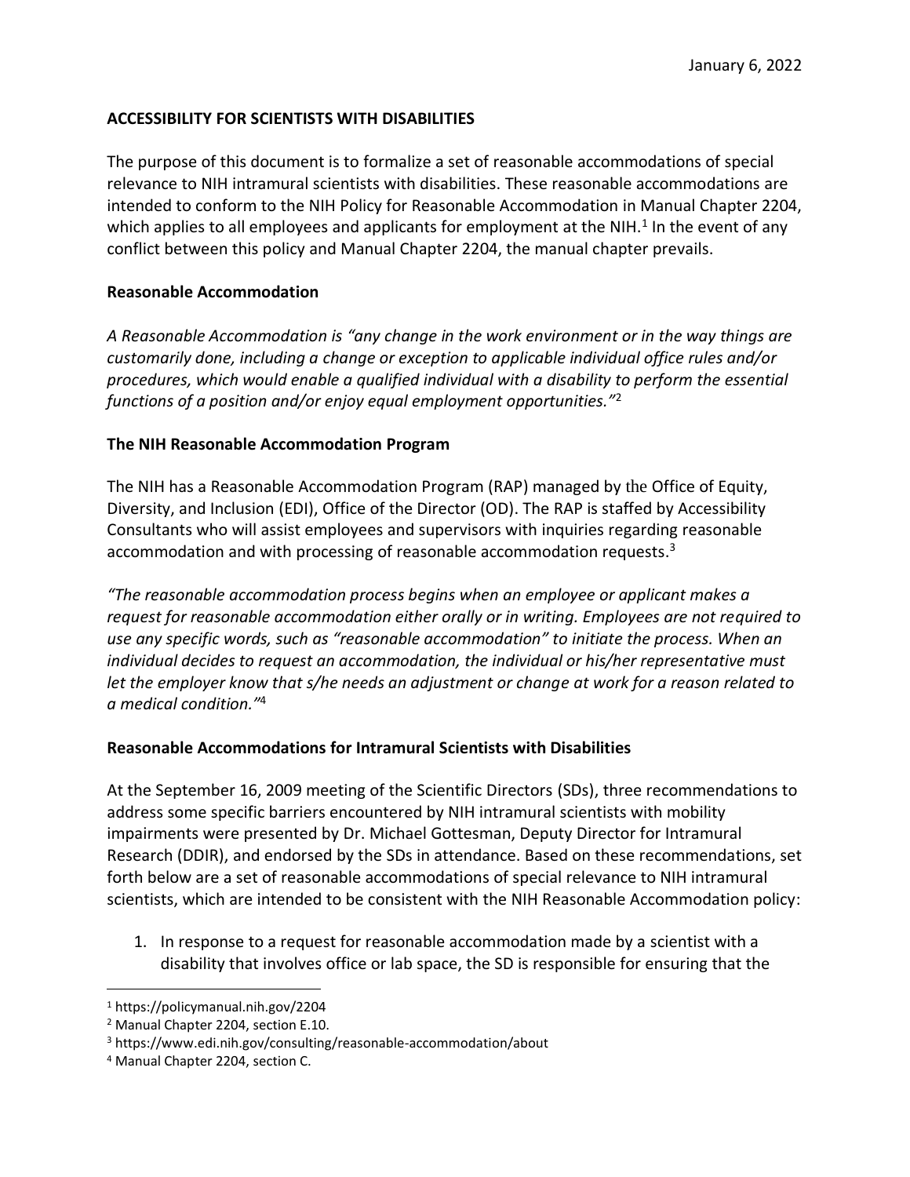January 6, 2022

**ACCESSIBILITY FOR SCIENTISTS WITH DISABILITIES**

The purpose of this document is to formalize a set of reasonable accommodations of special relevance to NIH intramural scientists with disabilities. These reasonable accommodations are intended to conform to the NIH Policy for Reasonable Accommodation in Manual Chapter 2204, which applies to all employees and applicants for employment at the NIH.[1] In the event of any conflict between this policy and Manual Chapter 2204, the manual chapter prevails.

**Reasonable Accommodation**

*A Reasonable Accommodation is "any change in the work environment or in the way things are customarily done, including a change or exception to applicable individual office rules and/or procedures, which would enable a qualified individual with a disability to perform the essential functions of a position and/or enjoy equal employment opportunities."*[2]

**The NIH Reasonable Accommodation Program**

The NIH has a Reasonable Accommodation Program (RAP) managed by the Office of Equity, Diversity, and Inclusion (EDI), Office of the Director (OD). The RAP is staffed by Accessibility Consultants who will assist employees and supervisors with inquiries regarding reasonable accommodation and with processing of reasonable accommodation requests.[3]

*"The reasonable accommodation process begins when an employee or applicant makes a request for reasonable accommodation either orally or in writing. Employees are not required to use any specific words, such as "reasonable accommodation" to initiate the process. When an individual decides to request an accommodation, the individual or his/her representative must let the employer know that s/he needs an adjustment or change at work for a reason related to a medical condition."*[4]

**Reasonable Accommodations for Intramural Scientists with Disabilities**

At the September 16, 2009 meeting of the Scientific Directors (SDs), three recommendations to address some specific barriers encountered by NIH intramural scientists with mobility impairments were presented by Dr. Michael Gottesman, Deputy Director for Intramural Research (DDIR), and endorsed by the SDs in attendance. Based on these recommendations, set forth below are a set of reasonable accommodations of special relevance to NIH intramural scientists, which are intended to be consistent with the NIH Reasonable Accommodation policy:

1. In response to a request for reasonable accommodation made by a scientist with a disability that involves office or lab space, the SD is responsible for ensuring that the

---

[1] https://policymanual.nih.gov/2204

[2] Manual Chapter 2204, section E.10.

[3] https://www.edi.nih.gov/consulting/reasonable-accommodation/about

[4] Manual Chapter 2204, section C.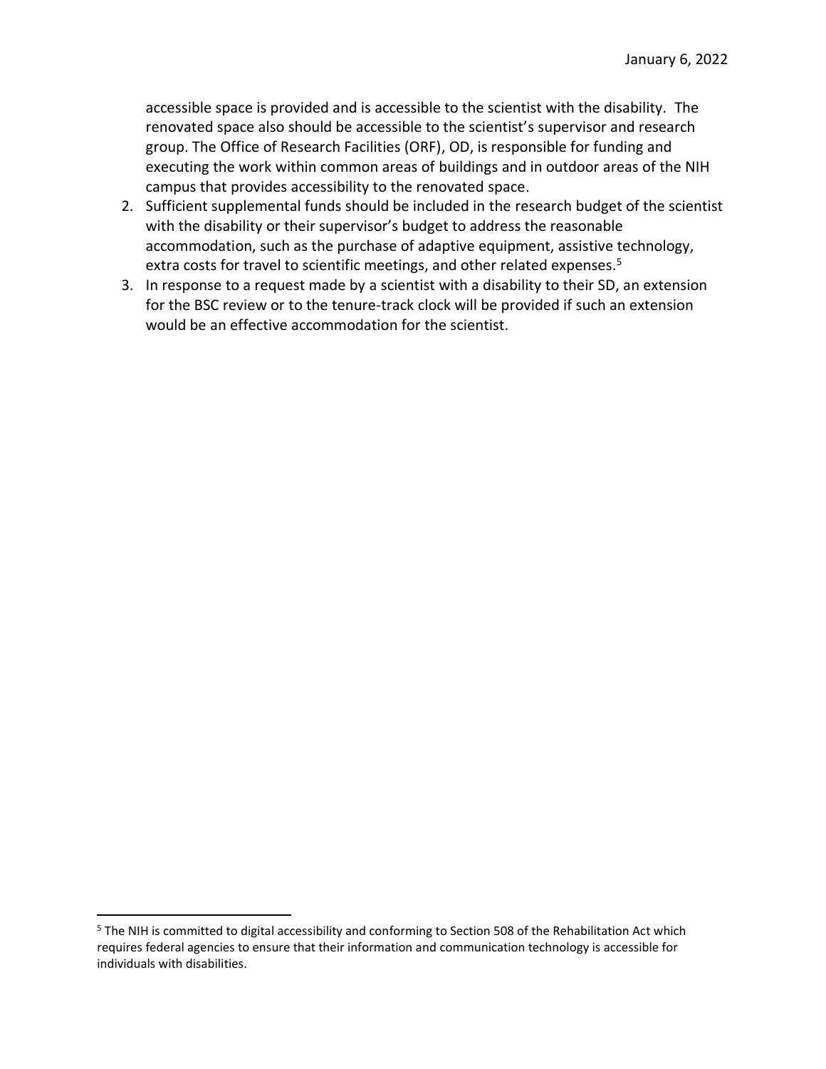accessible space is provided and is accessible to the scientist with the disability. The renovated space also should be accessible to the scientist's supervisor and research group. The Office of Research Facilities (ORF), OD, is responsible for funding and executing the work within common areas of buildings and in outdoor areas of the NIH campus that provides accessibility to the renovated space.

2. Sufficient supplemental funds should be included in the research budget of the scientist with the disability or their supervisor's budget to address the reasonable accommodation, such as the purchase of adaptive equipment, assistive technology, extra costs for travel to scientific meetings, and other related expenses.[5]
3. In response to a request made by a scientist with a disability to their SD, an extension for the BSC review or to the tenure-track clock will be provided if such an extension would be an effective accommodation for the scientist.

[5] The NIH is committed to digital accessibility and conforming to Section 508 of the Rehabilitation Act which requires federal agencies to ensure that their information and communication technology is accessible for individuals with disabilities.